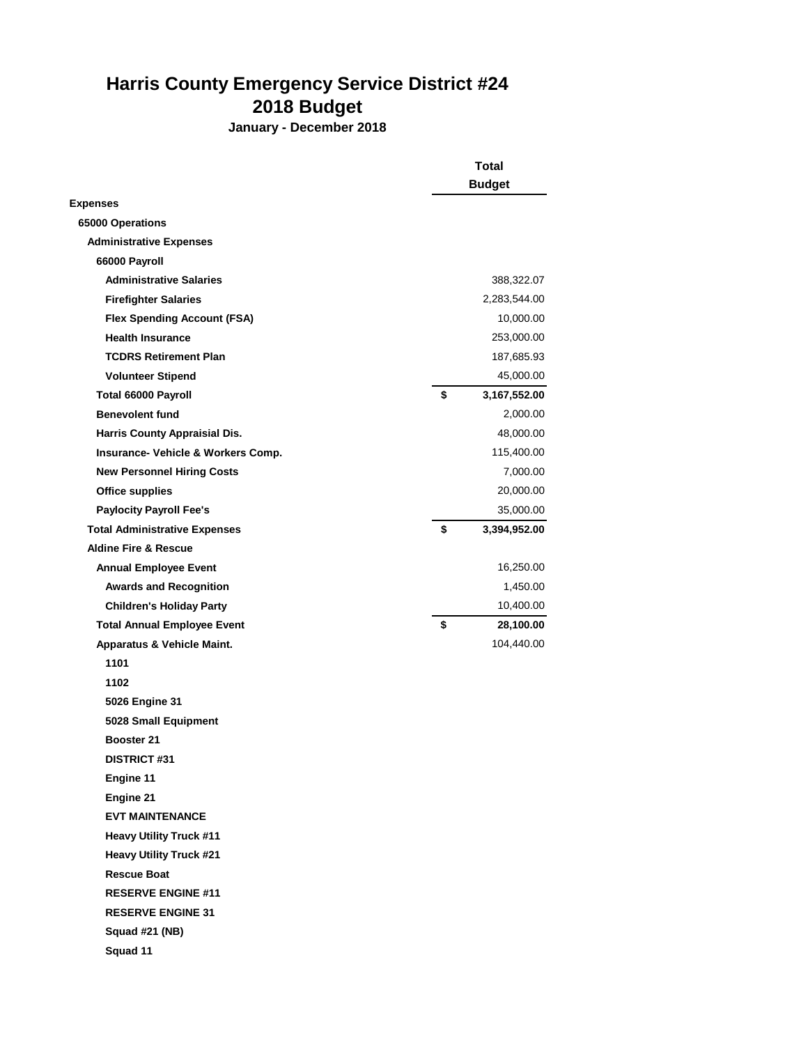# Harris County Emergency Service District #24
# 2018 Budget

**January - December 2018**

| | Total Budget |
|---|---|
| **Expenses** | |
| **65000 Operations** | |
| **Administrative Expenses** | |
| **66000 Payroll** | |
| **Administrative Salaries** | 388,322.07 |
| **Firefighter Salaries** | 2,283,544.00 |
| **Flex Spending Account (FSA)** | 10,000.00 |
| **Health Insurance** | 253,000.00 |
| **TCDRS Retirement Plan** | 187,685.93 |
| **Volunteer Stipend** | 45,000.00 |
| **Total 66000 Payroll** | **$ 3,167,552.00** |
| **Benevolent fund** | 2,000.00 |
| **Harris County Appraisial Dis.** | 48,000.00 |
| **Insurance- Vehicle & Workers Comp.** | 115,400.00 |
| **New Personnel Hiring Costs** | 7,000.00 |
| **Office supplies** | 20,000.00 |
| **Paylocity Payroll Fee's** | 35,000.00 |
| **Total Administrative Expenses** | **$ 3,394,952.00** |
| **Aldine Fire & Rescue** | |
| **Annual Employee Event** | 16,250.00 |
| **Awards and Recognition** | 1,450.00 |
| **Children's Holiday Party** | 10,400.00 |
| **Total Annual Employee Event** | **$ 28,100.00** |
| **Apparatus & Vehicle Maint.** | 104,440.00 |
| **1101** | |
| **1102** | |
| **5026 Engine 31** | |
| **5028 Small Equipment** | |
| **Booster 21** | |
| **DISTRICT #31** | |
| **Engine 11** | |
| **Engine 21** | |
| **EVT MAINTENANCE** | |
| **Heavy Utility Truck #11** | |
| **Heavy Utility Truck #21** | |
| **Rescue Boat** | |
| **RESERVE ENGINE #11** | |
| **RESERVE ENGINE 31** | |
| **Squad #21 (NB)** | |
| **Squad 11** | |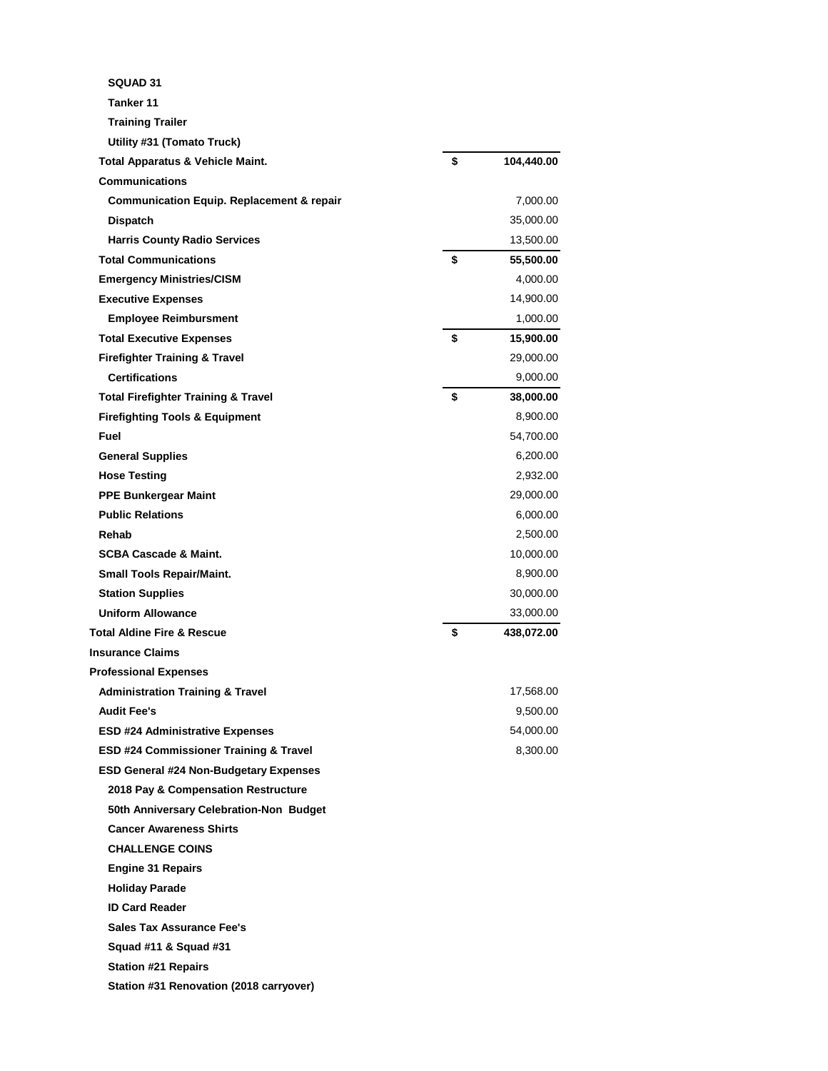| Item | | Amount |
|---|---|---|
| SQUAD 31 | | |
| Tanker 11 | | |
| Training Trailer | | |
| Utility #31 (Tomato Truck) | | |
| **Total Apparatus & Vehicle Maint.** | $ | **104,440.00** |
| Communications | | |
| Communication Equip. Replacement & repair | | 7,000.00 |
| Dispatch | | 35,000.00 |
| Harris County Radio Services | | 13,500.00 |
| **Total Communications** | $ | **55,500.00** |
| Emergency Ministries/CISM | | 4,000.00 |
| Executive Expenses | | 14,900.00 |
| Employee Reimbursment | | 1,000.00 |
| **Total Executive Expenses** | $ | **15,900.00** |
| Firefighter Training & Travel | | 29,000.00 |
| Certifications | | 9,000.00 |
| **Total Firefighter Training & Travel** | $ | **38,000.00** |
| Firefighting Tools & Equipment | | 8,900.00 |
| Fuel | | 54,700.00 |
| General Supplies | | 6,200.00 |
| Hose Testing | | 2,932.00 |
| PPE Bunkergear Maint | | 29,000.00 |
| Public Relations | | 6,000.00 |
| Rehab | | 2,500.00 |
| SCBA Cascade & Maint. | | 10,000.00 |
| Small Tools Repair/Maint. | | 8,900.00 |
| Station Supplies | | 30,000.00 |
| Uniform Allowance | | 33,000.00 |
| **Total Aldine Fire & Rescue** | $ | **438,072.00** |
| Insurance Claims | | |
| Professional Expenses | | |
| Administration Training & Travel | | 17,568.00 |
| Audit Fee's | | 9,500.00 |
| ESD #24 Administrative Expenses | | 54,000.00 |
| ESD #24 Commissioner Training & Travel | | 8,300.00 |
| ESD General #24 Non-Budgetary Expenses | | |
| 2018 Pay & Compensation Restructure | | |
| 50th Anniversary Celebration-Non Budget | | |
| Cancer Awareness Shirts | | |
| CHALLENGE COINS | | |
| Engine 31 Repairs | | |
| Holiday Parade | | |
| ID Card Reader | | |
| Sales Tax Assurance Fee's | | |
| Squad #11 & Squad #31 | | |
| Station #21 Repairs | | |
| Station #31 Renovation (2018 carryover) | | |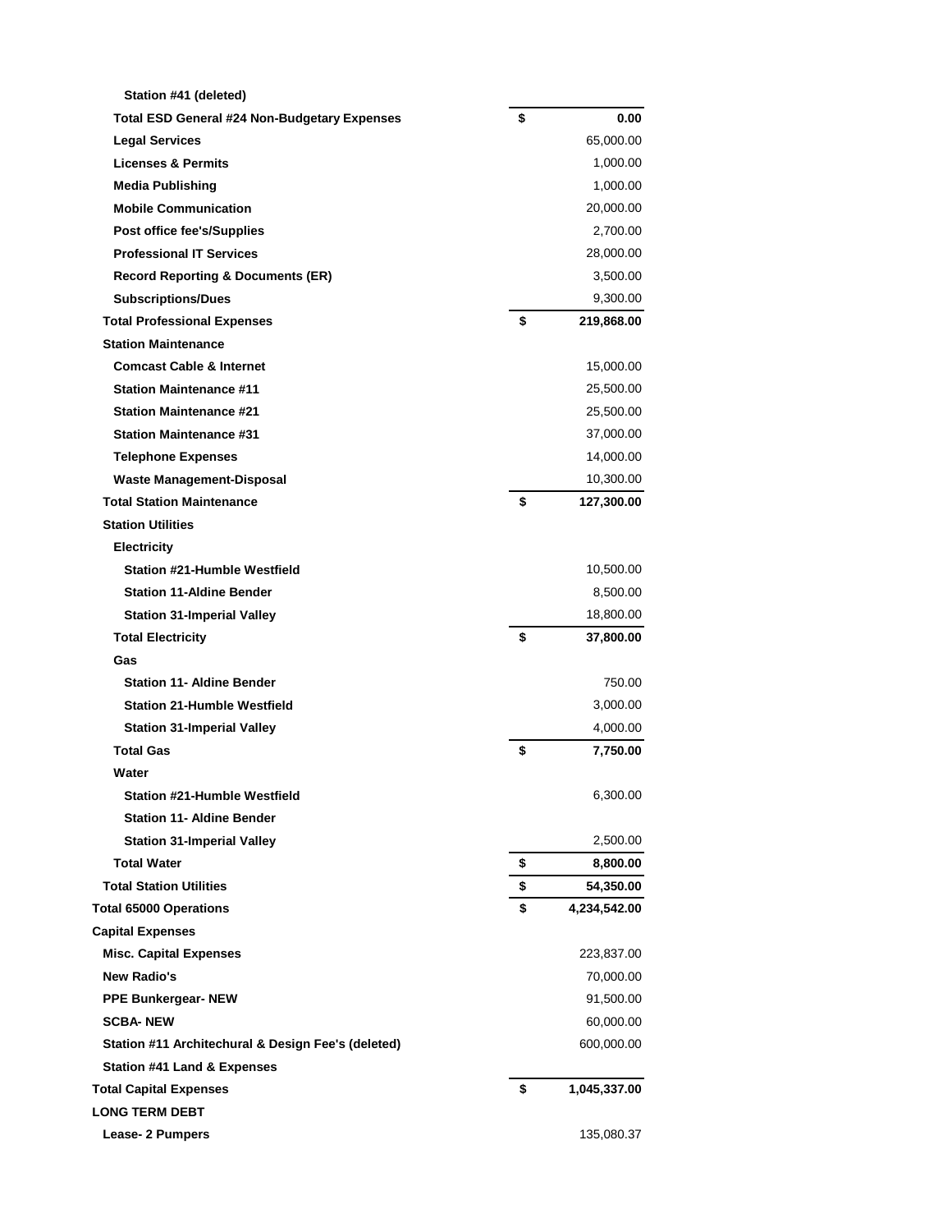| Account | | Amount |
|---|---|---|
| Station #41 (deleted) | | |
| Total ESD General #24 Non-Budgetary Expenses | $ | 0.00 |
| Legal Services | | 65,000.00 |
| Licenses & Permits | | 1,000.00 |
| Media Publishing | | 1,000.00 |
| Mobile Communication | | 20,000.00 |
| Post office fee's/Supplies | | 2,700.00 |
| Professional IT Services | | 28,000.00 |
| Record Reporting & Documents (ER) | | 3,500.00 |
| Subscriptions/Dues | | 9,300.00 |
| Total Professional Expenses | $ | 219,868.00 |
| Station Maintenance | | |
| Comcast Cable & Internet | | 15,000.00 |
| Station Maintenance #11 | | 25,500.00 |
| Station Maintenance #21 | | 25,500.00 |
| Station Maintenance #31 | | 37,000.00 |
| Telephone Expenses | | 14,000.00 |
| Waste Management-Disposal | | 10,300.00 |
| Total Station Maintenance | $ | 127,300.00 |
| Station Utilities | | |
| Electricity | | |
| Station #21-Humble Westfield | | 10,500.00 |
| Station 11-Aldine Bender | | 8,500.00 |
| Station 31-Imperial Valley | | 18,800.00 |
| Total Electricity | $ | 37,800.00 |
| Gas | | |
| Station 11- Aldine Bender | | 750.00 |
| Station 21-Humble Westfield | | 3,000.00 |
| Station 31-Imperial Valley | | 4,000.00 |
| Total Gas | $ | 7,750.00 |
| Water | | |
| Station #21-Humble Westfield | | 6,300.00 |
| Station 11- Aldine Bender | | |
| Station 31-Imperial Valley | | 2,500.00 |
| Total Water | $ | 8,800.00 |
| Total Station Utilities | $ | 54,350.00 |
| Total 65000 Operations | $ | 4,234,542.00 |
| Capital Expenses | | |
| Misc. Capital Expenses | | 223,837.00 |
| New Radio's | | 70,000.00 |
| PPE Bunkergear- NEW | | 91,500.00 |
| SCBA- NEW | | 60,000.00 |
| Station #11 Architechural & Design Fee's (deleted) | | 600,000.00 |
| Station #41 Land & Expenses | | |
| Total Capital Expenses | $ | 1,045,337.00 |
| LONG TERM DEBT | | |
| Lease- 2 Pumpers | | 135,080.37 |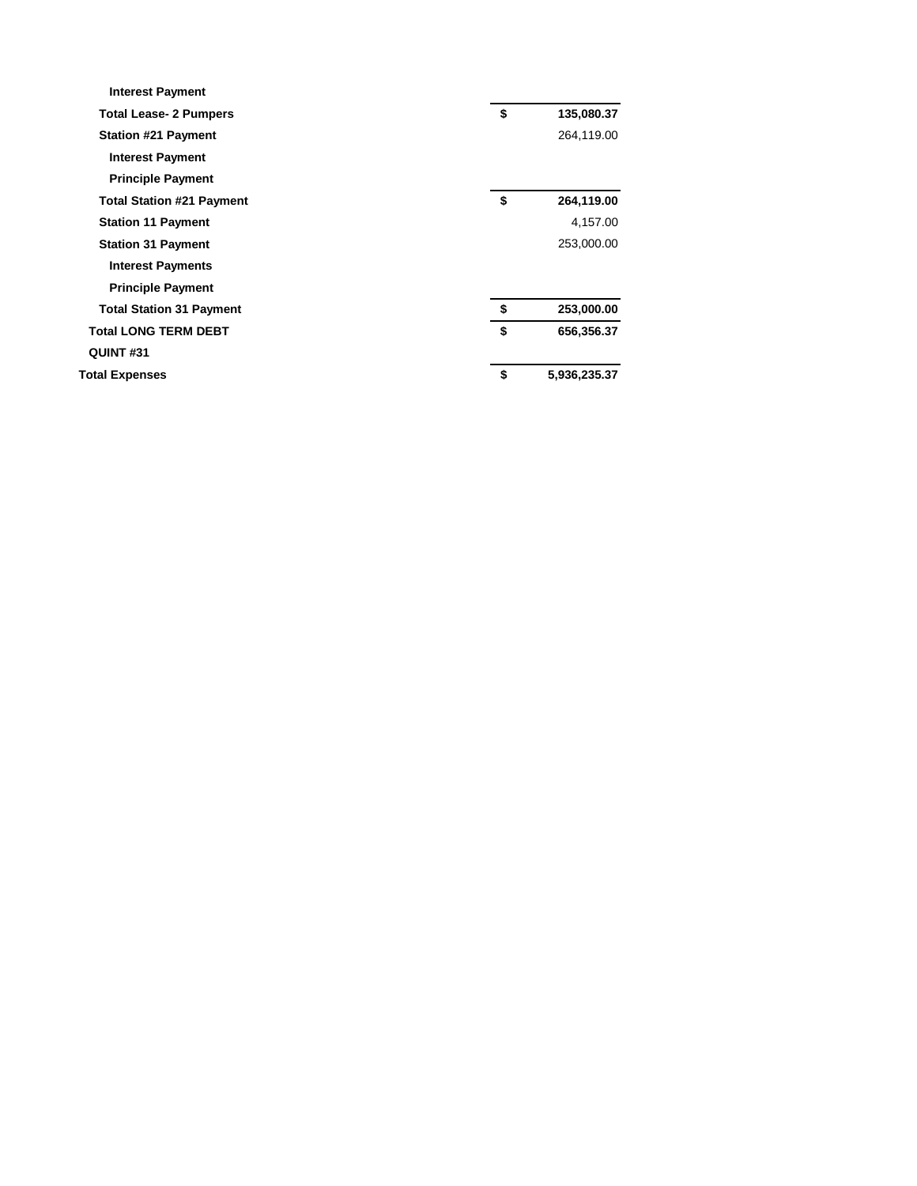| | | |
|---|---|---|
| **Interest Payment** | | |
| **Total Lease- 2 Pumpers** | **$** | **135,080.37** |
| **Station #21 Payment** | | 264,119.00 |
| **Interest Payment** | | |
| **Principle Payment** | | |
| **Total Station #21 Payment** | **$** | **264,119.00** |
| **Station 11 Payment** | | 4,157.00 |
| **Station 31 Payment** | | 253,000.00 |
| **Interest Payments** | | |
| **Principle Payment** | | |
| **Total Station 31 Payment** | **$** | **253,000.00** |
| **Total LONG TERM DEBT** | **$** | **656,356.37** |
| **QUINT #31** | | |
| **Total Expenses** | **$** | **5,936,235.37** |